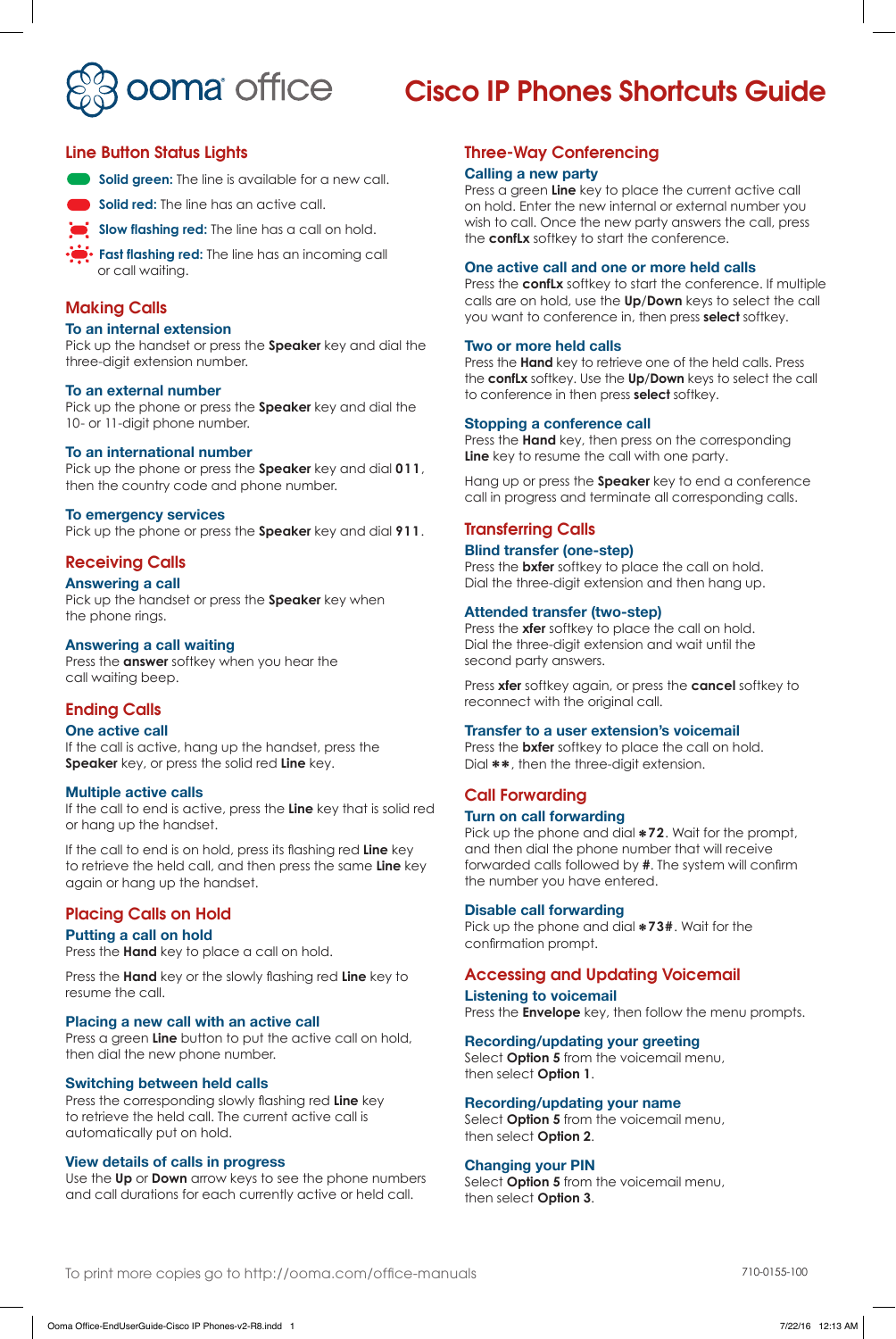ooma office

# Cisco IP Phones Shortcuts Guide

## Line Button Status Lights

- **Solid green:** The line is available for a new call.
- **Solid red:** The line has an active call.
- **Slow flashing red:** The line has a call on hold.
- **Fast flashing red:** The line has an incoming call or call waiting.

## Making Calls

### To an internal extension

Pick up the handset or press the **Speaker** key and dial the three-digit extension number.

### To an external number

Pick up the phone or press the **Speaker** key and dial the 10- or 11-digit phone number.

### To an international number

Pick up the phone or press the **Speaker** key and dial **011**, then the country code and phone number.

### To emergency services

Pick up the phone or press the **Speaker** key and dial **911**.

## Receiving Calls

### Answering a call

Pick up the handset or press the **Speaker** key when the phone rings.

### Answering a call waiting

Press the **answer** softkey when you hear the call waiting beep.

## Ending Calls

### One active call

If the call is active, hang up the handset, press the **Speaker** key, or press the solid red **Line** key.

### Multiple active calls

If the call to end is active, press the **Line** key that is solid red or hang up the handset.

If the call to end is on hold, press its flashing red **Line** key to retrieve the held call, and then press the same **Line** key again or hang up the handset.

## Placing Calls on Hold

### Putting a call on hold

Press the **Hand** key to place a call on hold.

Press the **Hand** key or the slowly flashing red **Line** key to resume the call.

### Placing a new call with an active call

Press a green **Line** button to put the active call on hold, then dial the new phone number.

### Switching between held calls

Press the corresponding slowly flashing red **Line** key to retrieve the held call. The current active call is automatically put on hold.

### View details of calls in progress

Use the **Up** or **Down** arrow keys to see the phone numbers and call durations for each currently active or held call.

## Three-Way Conferencing

### Calling a new party

Press a green **Line** key to place the current active call on hold. Enter the new internal or external number you wish to call. Once the new party answers the call, press the **confLx** softkey to start the conference.

### One active call and one or more held calls

Press the **confLx** softkey to start the conference. If multiple calls are on hold, use the **Up**/**Down** keys to select the call you want to conference in, then press **select** softkey.

### Two or more held calls

Press the **Hand** key to retrieve one of the held calls. Press the **confLx** softkey. Use the **Up**/**Down** keys to select the call to conference in then press **select** softkey.

### Stopping a conference call

Press the **Hand** key, then press on the corresponding **Line** key to resume the call with one party.

Hang up or press the **Speaker** key to end a conference call in progress and terminate all corresponding calls.

## Transferring Calls

### Blind transfer (one-step)

Press the **bxfer** softkey to place the call on hold. Dial the three-digit extension and then hang up.

### Attended transfer (two-step)

Press the **xfer** softkey to place the call on hold. Dial the three-digit extension and wait until the second party answers.

Press **xfer** softkey again, or press the **cancel** softkey to reconnect with the original call.

### Transfer to a user extension's voicemail

Press the **bxfer** softkey to place the call on hold. Dial **\*\***, then the three-digit extension.

## Call Forwarding

### Turn on call forwarding

Pick up the phone and dial **\*72**. Wait for the prompt, and then dial the phone number that will receive forwarded calls followed by **#**. The system will confirm the number you have entered.

### Disable call forwarding

Pick up the phone and dial **\*73#**. Wait for the confirmation prompt.

## Accessing and Updating Voicemail

### Listening to voicemail

Press the **Envelope** key, then follow the menu prompts.

### Recording/updating your greeting

Select **Option 5** from the voicemail menu, then select **Option 1**.

### Recording/updating your name

Select **Option 5** from the voicemail menu, then select **Option 2**.

### Changing your PIN

Select **Option 5** from the voicemail menu, then select **Option 3**.

To print more copies go to http://ooma.com/office-manuals

710-0155-100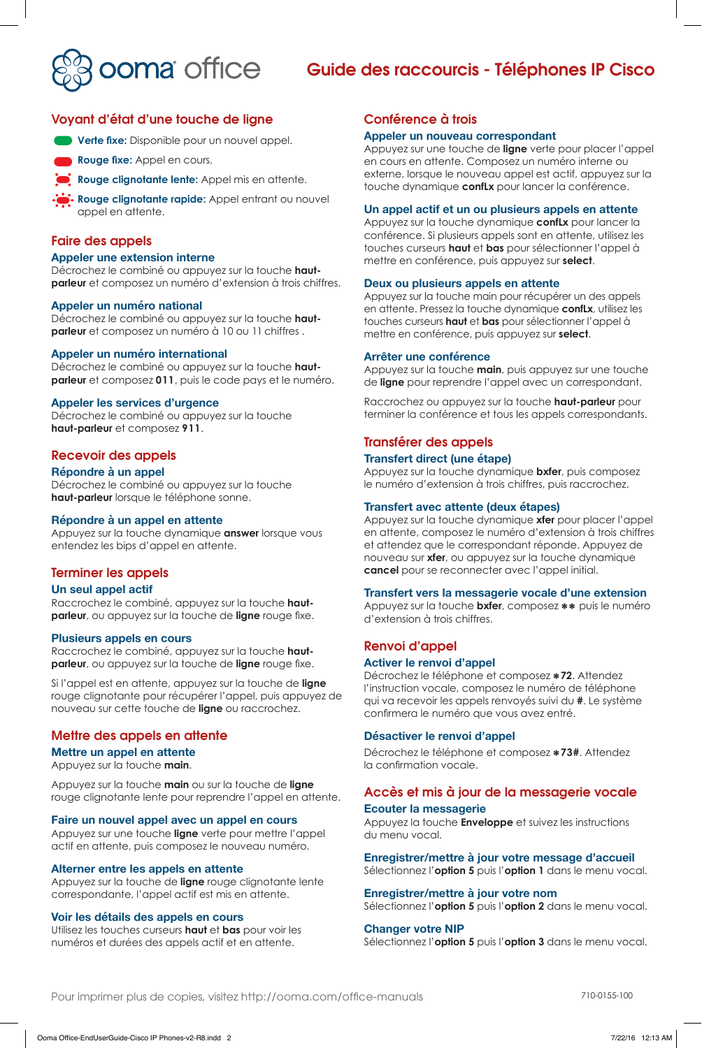ooma office

# Guide des raccourcis - Téléphones IP Cisco

## Voyant d'état d'une touche de ligne

- **Verte fixe:** Disponible pour un nouvel appel.
- **Rouge fixe:** Appel en cours.
- **Rouge clignotante lente:** Appel mis en attente.
- **Rouge clignotante rapide:** Appel entrant ou nouvel appel en attente.

## Faire des appels

### Appeler une extension interne

Décrochez le combiné ou appuyez sur la touche **haut-parleur** et composez un numéro d'extension à trois chiffres.

### Appeler un numéro national

Décrochez le combiné ou appuyez sur la touche **haut-parleur** et composez un numéro à 10 ou 11 chiffres .

### Appeler un numéro international

Décrochez le combiné ou appuyez sur la touche **haut-parleur** et composez **011**, puis le code pays et le numéro.

### Appeler les services d'urgence

Décrochez le combiné ou appuyez sur la touche **haut-parleur** et composez **911**.

## Recevoir des appels

### Répondre à un appel

Décrochez le combiné ou appuyez sur la touche **haut-parleur** lorsque le téléphone sonne.

### Répondre à un appel en attente

Appuyez sur la touche dynamique **answer** lorsque vous entendez les bips d'appel en attente.

## Terminer les appels

### Un seul appel actif

Raccrochez le combiné, appuyez sur la touche **haut-parleur**, ou appuyez sur la touche de **ligne** rouge fixe.

### Plusieurs appels en cours

Raccrochez le combiné, appuyez sur la touche **haut-parleur**, ou appuyez sur la touche de **ligne** rouge fixe.

Si l'appel est en attente, appuyez sur la touche de **ligne** rouge clignotante pour récupérer l'appel, puis appuyez de nouveau sur cette touche de **ligne** ou raccrochez.

## Mettre des appels en attente

### Mettre un appel en attente

Appuyez sur la touche **main**.

Appuyez sur la touche **main** ou sur la touche de **ligne** rouge clignotante lente pour reprendre l'appel en attente.

### Faire un nouvel appel avec un appel en cours

Appuyez sur une touche **ligne** verte pour mettre l'appel actif en attente, puis composez le nouveau numéro.

### Alterner entre les appels en attente

Appuyez sur la touche de **ligne** rouge clignotante lente correspondante, l'appel actif est mis en attente.

### Voir les détails des appels en cours

Utilisez les touches curseurs **haut** et **bas** pour voir les numéros et durées des appels actif et en attente.

## Conférence à trois

### Appeler un nouveau correspondant

Appuyez sur une touche de **ligne** verte pour placer l'appel en cours en attente. Composez un numéro interne ou externe, lorsque le nouveau appel est actif, appuyez sur la touche dynamique **confLx** pour lancer la conférence.

### Un appel actif et un ou plusieurs appels en attente

Appuyez sur la touche dynamique **confLx** pour lancer la conférence. Si plusieurs appels sont en attente, utilisez les touches curseurs **haut** et **bas** pour sélectionner l'appel à mettre en conférence, puis appuyez sur **select**.

### Deux ou plusieurs appels en attente

Appuyez sur la touche main pour récupérer un des appels en attente. Pressez la touche dynamique **confLx**, utilisez les touches curseurs **haut** et **bas** pour sélectionner l'appel à mettre en conférence, puis appuyez sur **select**.

### Arrêter une conférence

Appuyez sur la touche **main**, puis appuyez sur une touche de **ligne** pour reprendre l'appel avec un correspondant.

Raccrochez ou appuyez sur la touche **haut-parleur** pour terminer la conférence et tous les appels correspondants.

## Transférer des appels

### Transfert direct (une étape)

Appuyez sur la touche dynamique **bxfer**, puis composez le numéro d'extension à trois chiffres, puis raccrochez.

### Transfert avec attente (deux étapes)

Appuyez sur la touche dynamique **xfer** pour placer l'appel en attente, composez le numéro d'extension à trois chiffres et attendez que le correspondant réponde. Appuyez de nouveau sur **xfer**, ou appuyez sur la touche dynamique **cancel** pour se reconnecter avec l'appel initial.

### Transfert vers la messagerie vocale d'une extension

Appuyez sur la touche **bxfer**, composez **✱✱** puis le numéro d'extension à trois chiffres.

## Renvoi d'appel

### Activer le renvoi d'appel

Décrochez le téléphone et composez **✱72**. Attendez l'instruction vocale, composez le numéro de téléphone qui va recevoir les appels renvoyés suivi du **#**. Le système confirmera le numéro que vous avez entré.

### Désactiver le renvoi d'appel

Décrochez le téléphone et composez **✱73#**. Attendez la confirmation vocale.

## Accès et mis à jour de la messagerie vocale

### Ecouter la messagerie

Appuyez la touche **Enveloppe** et suivez les instructions du menu vocal.

### Enregistrer/mettre à jour votre message d'accueil

Sélectionnez l'**option 5** puis l'**option 1** dans le menu vocal.

### Enregistrer/mettre à jour votre nom

Sélectionnez l'**option 5** puis l'**option 2** dans le menu vocal.

### Changer votre NIP

Sélectionnez l'**option 5** puis l'**option 3** dans le menu vocal.

Pour imprimer plus de copies, visitez http://ooma.com/office-manuals

710-0155-100